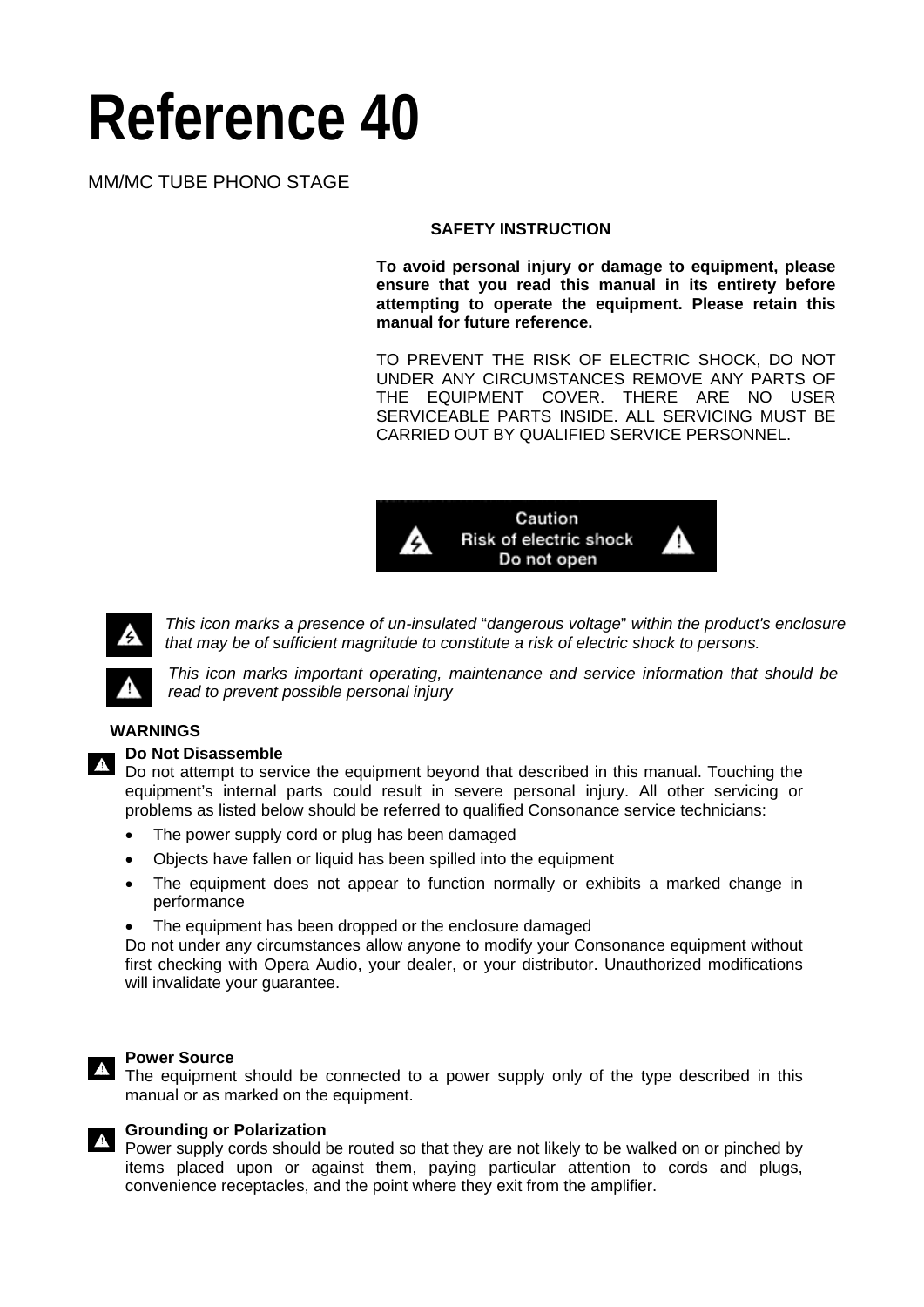# Reference 40

MM/MC TUBE PHONO STAGE

**SAFETY INSTRUCTION**

**To avoid personal injury or damage to equipment, please ensure that you read this manual in its entirety before attempting to operate the equipment. Please retain this manual for future reference.**

TO PREVENT THE RISK OF ELECTRIC SHOCK, DO NOT UNDER ANY CIRCUMSTANCES REMOVE ANY PARTS OF THE EQUIPMENT COVER. THERE ARE NO USER SERVICEABLE PARTS INSIDE. ALL SERVICING MUST BE CARRIED OUT BY QUALIFIED SERVICE PERSONNEL.

Caution
Risk of electric shock
Do not open

*This icon marks a presence of un-insulated* "*dangerous voltage*" *within the product's enclosure that may be of sufficient magnitude to constitute a risk of electric shock to persons.*

*This icon marks important operating, maintenance and service information that should be read to prevent possible personal injury*

**WARNINGS**

**Do Not Disassemble**
Do not attempt to service the equipment beyond that described in this manual. Touching the equipment's internal parts could result in severe personal injury. All other servicing or problems as listed below should be referred to qualified Consonance service technicians:

- The power supply cord or plug has been damaged
- Objects have fallen or liquid has been spilled into the equipment
- The equipment does not appear to function normally or exhibits a marked change in performance
- The equipment has been dropped or the enclosure damaged

Do not under any circumstances allow anyone to modify your Consonance equipment without first checking with Opera Audio, your dealer, or your distributor. Unauthorized modifications will invalidate your guarantee.

**Power Source**
The equipment should be connected to a power supply only of the type described in this manual or as marked on the equipment.

**Grounding or Polarization**
Power supply cords should be routed so that they are not likely to be walked on or pinched by items placed upon or against them, paying particular attention to cords and plugs, convenience receptacles, and the point where they exit from the amplifier.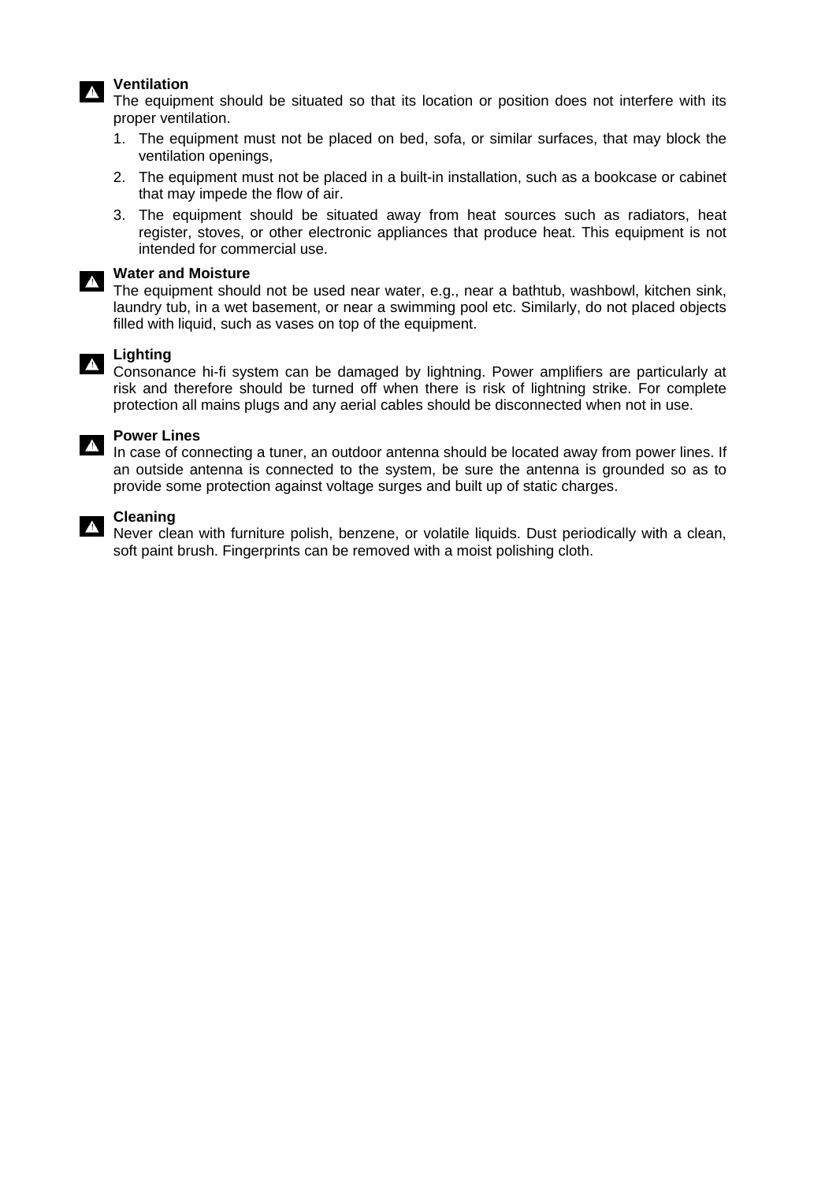**Ventilation**

The equipment should be situated so that its location or position does not interfere with its proper ventilation.

1. The equipment must not be placed on bed, sofa, or similar surfaces, that may block the ventilation openings,
2. The equipment must not be placed in a built-in installation, such as a bookcase or cabinet that may impede the flow of air.
3. The equipment should be situated away from heat sources such as radiators, heat register, stoves, or other electronic appliances that produce heat. This equipment is not intended for commercial use.

**Water and Moisture**

The equipment should not be used near water, e.g., near a bathtub, washbowl, kitchen sink, laundry tub, in a wet basement, or near a swimming pool etc. Similarly, do not placed objects filled with liquid, such as vases on top of the equipment.

**Lighting**

Consonance hi-fi system can be damaged by lightning. Power amplifiers are particularly at risk and therefore should be turned off when there is risk of lightning strike. For complete protection all mains plugs and any aerial cables should be disconnected when not in use.

**Power Lines**

In case of connecting a tuner, an outdoor antenna should be located away from power lines. If an outside antenna is connected to the system, be sure the antenna is grounded so as to provide some protection against voltage surges and built up of static charges.

**Cleaning**

Never clean with furniture polish, benzene, or volatile liquids. Dust periodically with a clean, soft paint brush. Fingerprints can be removed with a moist polishing cloth.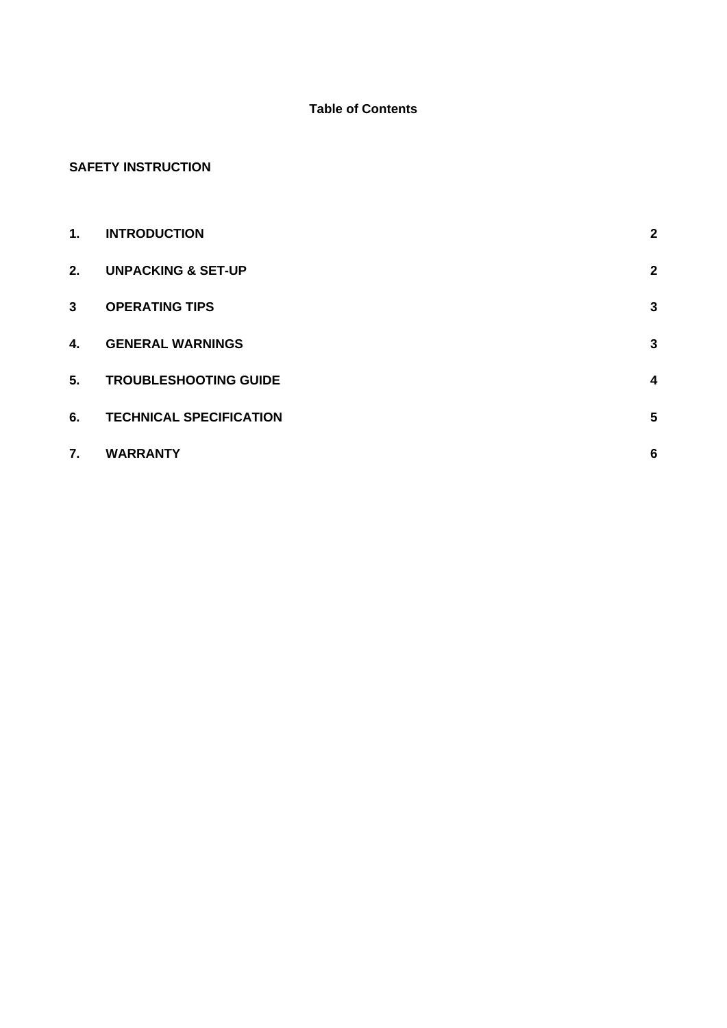**Table of Contents**

**SAFETY INSTRUCTION**

| | | |
|---|---|---|
| **1.** | **INTRODUCTION** | **2** |
| **2.** | **UNPACKING & SET-UP** | **2** |
| **3** | **OPERATING TIPS** | **3** |
| **4.** | **GENERAL WARNINGS** | **3** |
| **5.** | **TROUBLESHOOTING GUIDE** | **4** |
| **6.** | **TECHNICAL SPECIFICATION** | **5** |
| **7.** | **WARRANTY** | **6** |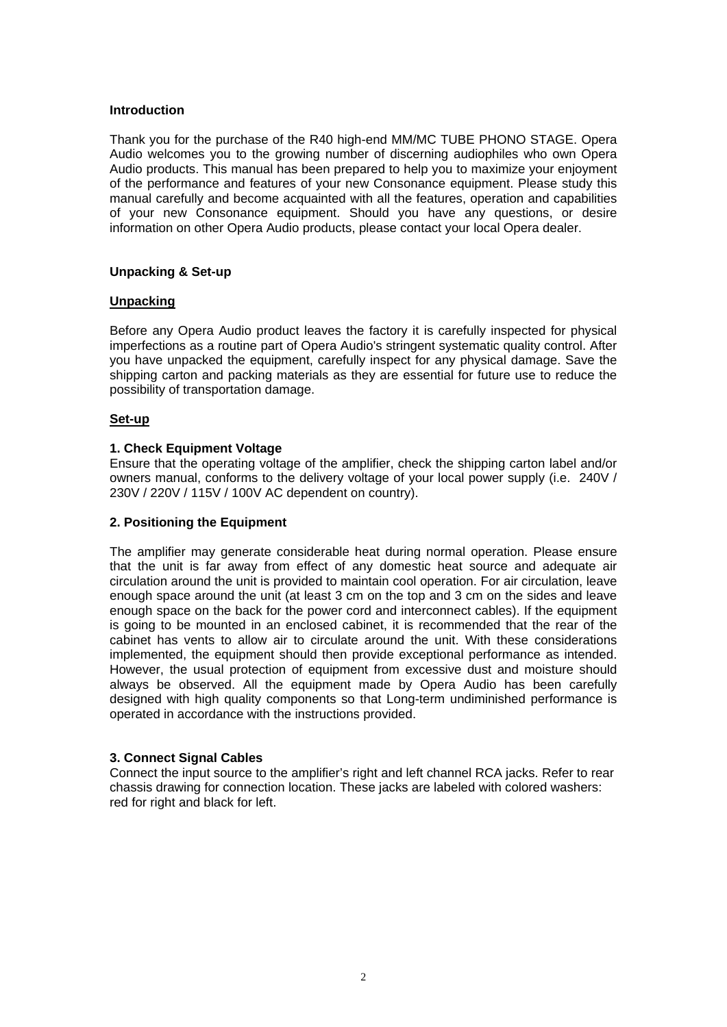## Introduction

Thank you for the purchase of the R40 high-end MM/MC TUBE PHONO STAGE. Opera Audio welcomes you to the growing number of discerning audiophiles who own Opera Audio products. This manual has been prepared to help you to maximize your enjoyment of the performance and features of your new Consonance equipment. Please study this manual carefully and become acquainted with all the features, operation and capabilities of your new Consonance equipment. Should you have any questions, or desire information on other Opera Audio products, please contact your local Opera dealer.

## Unpacking & Set-up

### Unpacking

Before any Opera Audio product leaves the factory it is carefully inspected for physical imperfections as a routine part of Opera Audio's stringent systematic quality control. After you have unpacked the equipment, carefully inspect for any physical damage. Save the shipping carton and packing materials as they are essential for future use to reduce the possibility of transportation damage.

### Set-up

**1. Check Equipment Voltage**

Ensure that the operating voltage of the amplifier, check the shipping carton label and/or owners manual, conforms to the delivery voltage of your local power supply (i.e. 240V / 230V / 220V / 115V / 100V AC dependent on country).

**2. Positioning the Equipment**

The amplifier may generate considerable heat during normal operation. Please ensure that the unit is far away from effect of any domestic heat source and adequate air circulation around the unit is provided to maintain cool operation. For air circulation, leave enough space around the unit (at least 3 cm on the top and 3 cm on the sides and leave enough space on the back for the power cord and interconnect cables). If the equipment is going to be mounted in an enclosed cabinet, it is recommended that the rear of the cabinet has vents to allow air to circulate around the unit. With these considerations implemented, the equipment should then provide exceptional performance as intended. However, the usual protection of equipment from excessive dust and moisture should always be observed. All the equipment made by Opera Audio has been carefully designed with high quality components so that Long-term undiminished performance is operated in accordance with the instructions provided.

**3. Connect Signal Cables**

Connect the input source to the amplifier's right and left channel RCA jacks. Refer to rear chassis drawing for connection location. These jacks are labeled with colored washers: red for right and black for left.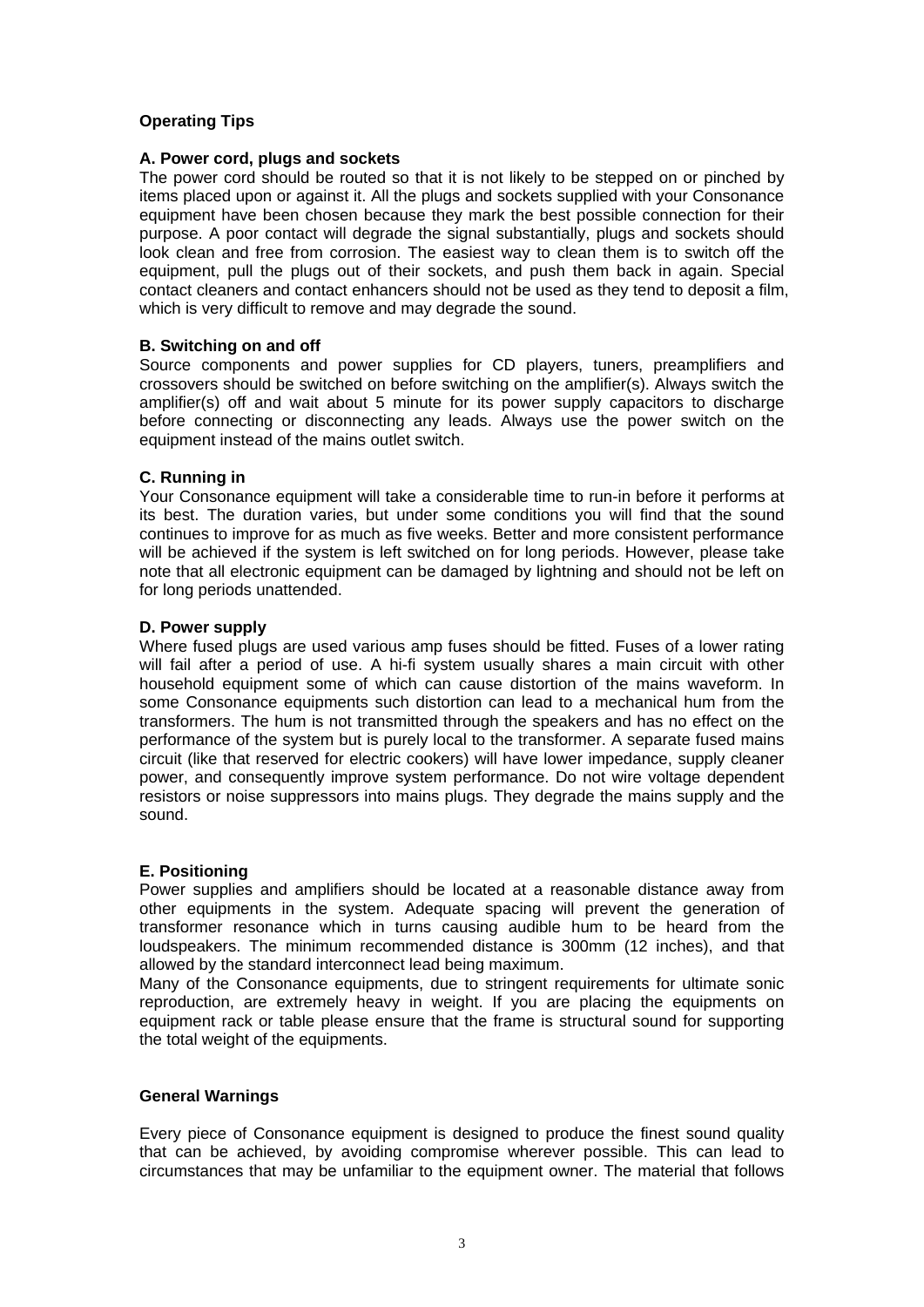## Operating Tips

### A. Power cord, plugs and sockets

The power cord should be routed so that it is not likely to be stepped on or pinched by items placed upon or against it. All the plugs and sockets supplied with your Consonance equipment have been chosen because they mark the best possible connection for their purpose. A poor contact will degrade the signal substantially, plugs and sockets should look clean and free from corrosion. The easiest way to clean them is to switch off the equipment, pull the plugs out of their sockets, and push them back in again. Special contact cleaners and contact enhancers should not be used as they tend to deposit a film, which is very difficult to remove and may degrade the sound.

### B. Switching on and off

Source components and power supplies for CD players, tuners, preamplifiers and crossovers should be switched on before switching on the amplifier(s). Always switch the amplifier(s) off and wait about 5 minute for its power supply capacitors to discharge before connecting or disconnecting any leads. Always use the power switch on the equipment instead of the mains outlet switch.

### C. Running in

Your Consonance equipment will take a considerable time to run-in before it performs at its best. The duration varies, but under some conditions you will find that the sound continues to improve for as much as five weeks. Better and more consistent performance will be achieved if the system is left switched on for long periods. However, please take note that all electronic equipment can be damaged by lightning and should not be left on for long periods unattended.

### D. Power supply

Where fused plugs are used various amp fuses should be fitted. Fuses of a lower rating will fail after a period of use. A hi-fi system usually shares a main circuit with other household equipment some of which can cause distortion of the mains waveform. In some Consonance equipments such distortion can lead to a mechanical hum from the transformers. The hum is not transmitted through the speakers and has no effect on the performance of the system but is purely local to the transformer. A separate fused mains circuit (like that reserved for electric cookers) will have lower impedance, supply cleaner power, and consequently improve system performance. Do not wire voltage dependent resistors or noise suppressors into mains plugs. They degrade the mains supply and the sound.

### E. Positioning

Power supplies and amplifiers should be located at a reasonable distance away from other equipments in the system. Adequate spacing will prevent the generation of transformer resonance which in turns causing audible hum to be heard from the loudspeakers. The minimum recommended distance is 300mm (12 inches), and that allowed by the standard interconnect lead being maximum.

Many of the Consonance equipments, due to stringent requirements for ultimate sonic reproduction, are extremely heavy in weight. If you are placing the equipments on equipment rack or table please ensure that the frame is structural sound for supporting the total weight of the equipments.

## General Warnings

Every piece of Consonance equipment is designed to produce the finest sound quality that can be achieved, by avoiding compromise wherever possible. This can lead to circumstances that may be unfamiliar to the equipment owner. The material that follows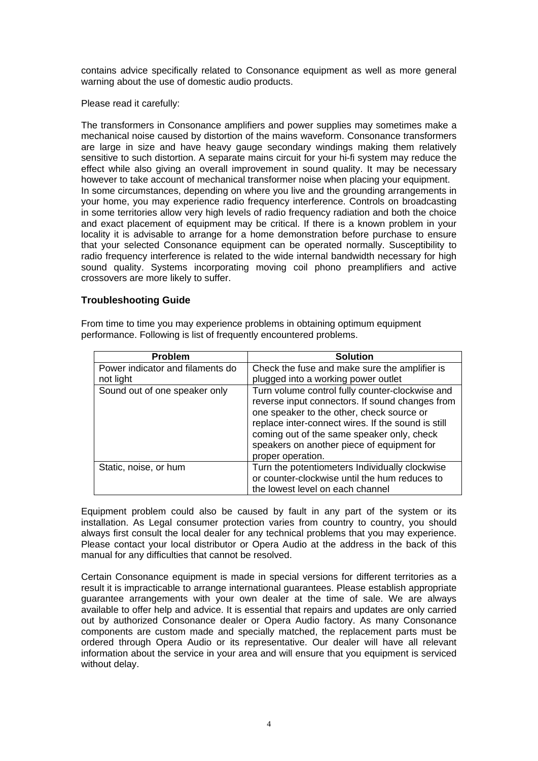contains advice specifically related to Consonance equipment as well as more general warning about the use of domestic audio products.

Please read it carefully:

The transformers in Consonance amplifiers and power supplies may sometimes make a mechanical noise caused by distortion of the mains waveform. Consonance transformers are large in size and have heavy gauge secondary windings making them relatively sensitive to such distortion. A separate mains circuit for your hi-fi system may reduce the effect while also giving an overall improvement in sound quality. It may be necessary however to take account of mechanical transformer noise when placing your equipment.
In some circumstances, depending on where you live and the grounding arrangements in your home, you may experience radio frequency interference. Controls on broadcasting in some territories allow very high levels of radio frequency radiation and both the choice and exact placement of equipment may be critical. If there is a known problem in your locality it is advisable to arrange for a home demonstration before purchase to ensure that your selected Consonance equipment can be operated normally. Susceptibility to radio frequency interference is related to the wide internal bandwidth necessary for high sound quality. Systems incorporating moving coil phono preamplifiers and active crossovers are more likely to suffer.

### Troubleshooting Guide

From time to time you may experience problems in obtaining optimum equipment performance. Following is list of frequently encountered problems.

| Problem | Solution |
|---|---|
| Power indicator and filaments do not light | Check the fuse and make sure the amplifier is plugged into a working power outlet |
| Sound out of one speaker only | Turn volume control fully counter-clockwise and reverse input connectors. If sound changes from one speaker to the other, check source or replace inter-connect wires. If the sound is still coming out of the same speaker only, check speakers on another piece of equipment for proper operation. |
| Static, noise, or hum | Turn the potentiometers Individually clockwise or counter-clockwise until the hum reduces to the lowest level on each channel |

Equipment problem could also be caused by fault in any part of the system or its installation. As Legal consumer protection varies from country to country, you should always first consult the local dealer for any technical problems that you may experience. Please contact your local distributor or Opera Audio at the address in the back of this manual for any difficulties that cannot be resolved.

Certain Consonance equipment is made in special versions for different territories as a result it is impracticable to arrange international guarantees. Please establish appropriate guarantee arrangements with your own dealer at the time of sale. We are always available to offer help and advice. It is essential that repairs and updates are only carried out by authorized Consonance dealer or Opera Audio factory. As many Consonance components are custom made and specially matched, the replacement parts must be ordered through Opera Audio or its representative. Our dealer will have all relevant information about the service in your area and will ensure that you equipment is serviced without delay.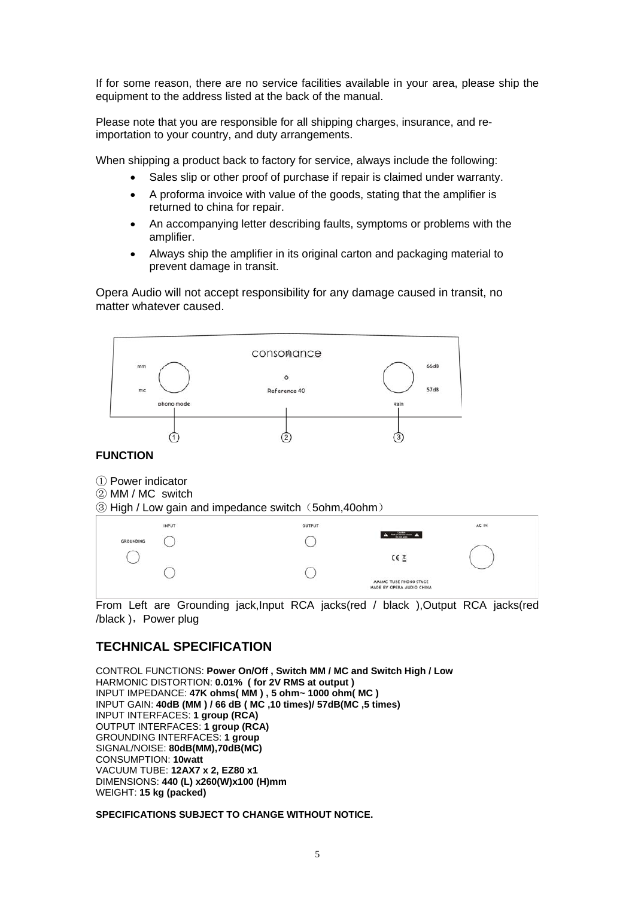If for some reason, there are no service facilities available in your area, please ship the equipment to the address listed at the back of the manual.

Please note that you are responsible for all shipping charges, insurance, and re-importation to your country, and duty arrangements.

When shipping a product back to factory for service, always include the following:

- Sales slip or other proof of purchase if repair is claimed under warranty.
- A proforma invoice with value of the goods, stating that the amplifier is returned to china for repair.
- An accompanying letter describing faults, symptoms or problems with the amplifier.
- Always ship the amplifier in its original carton and packaging material to prevent damage in transit.

Opera Audio will not accept responsibility for any damage caused in transit, no matter whatever caused.

**FUNCTION**

① Power indicator
② MM / MC switch
③ High / Low gain and impedance switch（5ohm,40ohm）

From Left are Grounding jack,Input RCA jacks(red / black ),Output RCA jacks(red /black )，Power plug

## TECHNICAL SPECIFICATION

CONTROL FUNCTIONS: **Power On/Off , Switch MM / MC and Switch High / Low**
HARMONIC DISTORTION: **0.01% ( for 2V RMS at output )**
INPUT IMPEDANCE: **47K ohms( MM ) , 5 ohm~ 1000 ohm( MC )**
INPUT GAIN: **40dB (MM ) / 66 dB ( MC ,10 times)/ 57dB(MC ,5 times)**
INPUT INTERFACES: **1 group (RCA)**
OUTPUT INTERFACES: **1 group (RCA)**
GROUNDING INTERFACES: **1 group**
SIGNAL/NOISE: **80dB(MM),70dB(MC)**
CONSUMPTION: **10watt**
VACUUM TUBE: **12AX7 x 2, EZ80 x1**
DIMENSIONS: **440 (L) x260(W)x100 (H)mm**
WEIGHT: **15 kg (packed)**

**SPECIFICATIONS SUBJECT TO CHANGE WITHOUT NOTICE.**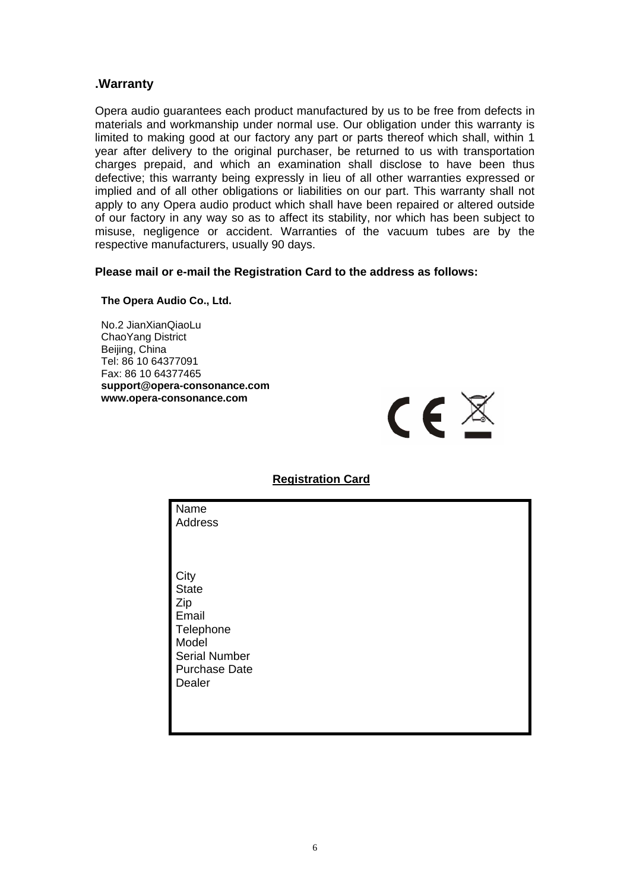## .Warranty

Opera audio guarantees each product manufactured by us to be free from defects in materials and workmanship under normal use. Our obligation under this warranty is limited to making good at our factory any part or parts thereof which shall, within 1 year after delivery to the original purchaser, be returned to us with transportation charges prepaid, and which an examination shall disclose to have been thus defective; this warranty being expressly in lieu of all other warranties expressed or implied and of all other obligations or liabilities on our part. This warranty shall not apply to any Opera audio product which shall have been repaired or altered outside of our factory in any way so as to affect its stability, nor which has been subject to misuse, negligence or accident. Warranties of the vacuum tubes are by the respective manufacturers, usually 90 days.

**Please mail or e-mail the Registration Card to the address as follows:**

**The Opera Audio Co., Ltd.**

No.2 JianXianQiaoLu
ChaoYang District
Beijing, China
Tel: 86 10 64377091
Fax: 86 10 64377465
**support@opera-consonance.com**
**www.opera-consonance.com**

**Registration Card**

Name
Address

City
State
Zip
Email
Telephone
Model
Serial Number
Purchase Date
Dealer